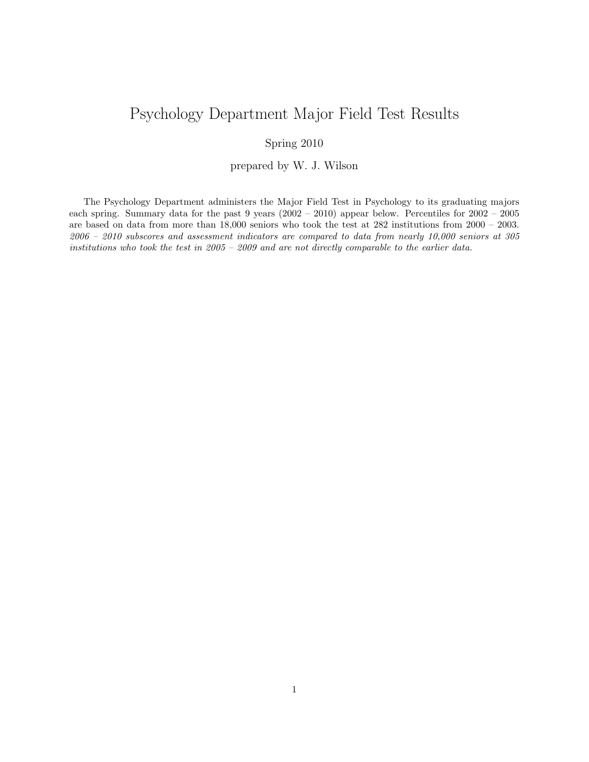# Psychology Department Major Field Test Results

Spring 2010

prepared by W. J. Wilson

The Psychology Department administers the Major Field Test in Psychology to its graduating majors each spring. Summary data for the past 9 years (2002 – 2010) appear below. Percentiles for 2002 – 2005 are based on data from more than 18,000 seniors who took the test at 282 institutions from 2000 – 2003. *2006 – 2010 subscores and assessment indicators are compared to data from nearly 10,000 seniors at 305 institutions who took the test in 2005 – 2009 and are not directly comparable to the earlier data.*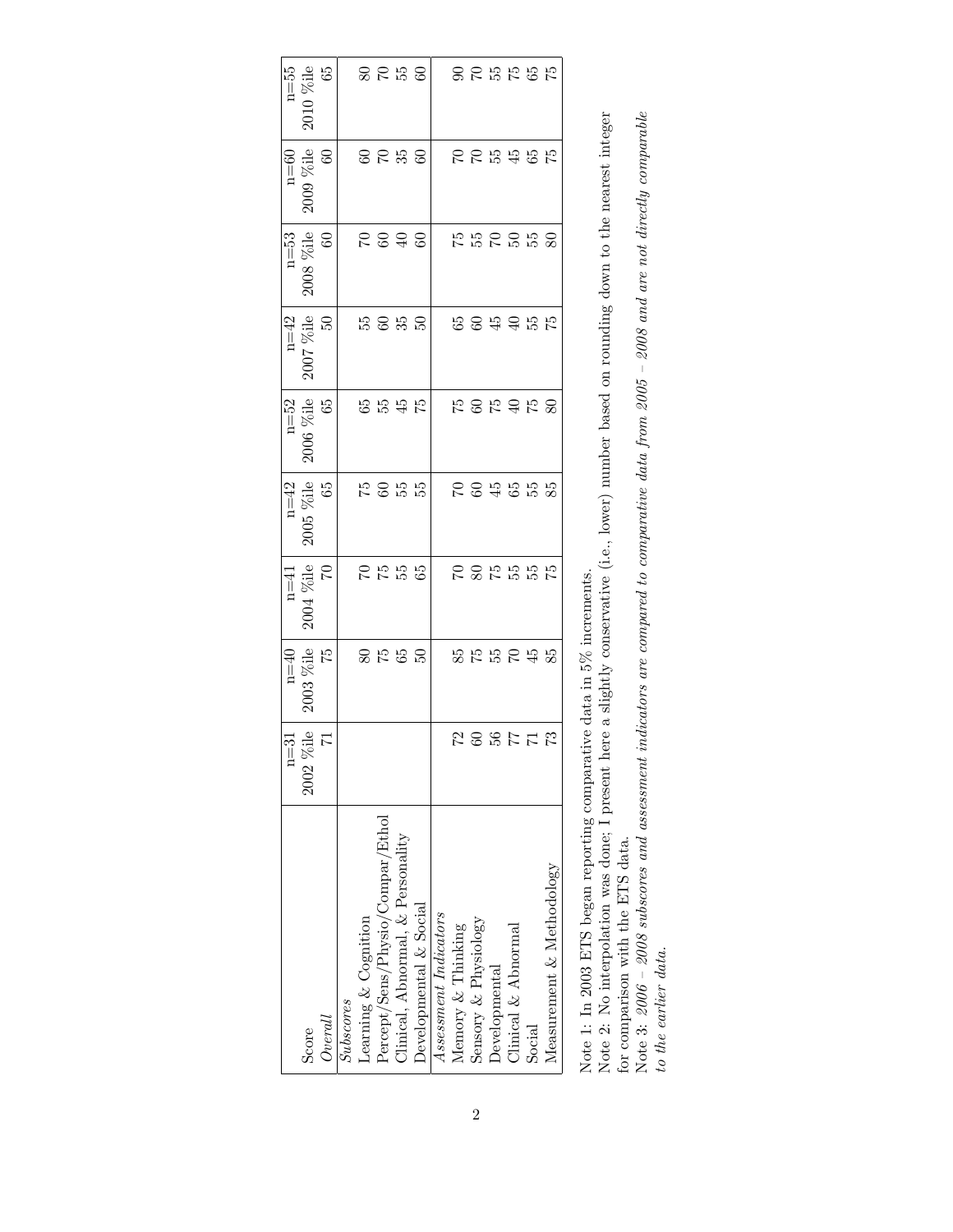| Score | n=31 2002 %ile | n=40 2003 %ile | n=41 2004 %ile | n=42 2005 %ile | n=52 2006 %ile | n=42 2007 %ile | n=53 2008 %ile | n=60 2009 %ile | n=55 2010 %ile |
|---|---|---|---|---|---|---|---|---|---|
| *Overall* | 71 | 75 | 70 | 65 | 65 | 50 | 60 | 60 | 65 |
| *Subscores* | | | | | | | | | |
| Learning & Cognition | | 80 | 70 | 75 | 65 | 55 | 70 | 60 | 80 |
| Percept/Sens/Physio/Compar/Ethol | | 75 | 75 | 60 | 55 | 60 | 60 | 70 | 70 |
| Clinical, Abnormal, & Personality | | 65 | 55 | 55 | 45 | 35 | 40 | 35 | 55 |
| Developmental & Social | | 50 | 65 | 55 | 75 | 50 | 60 | 60 | 60 |
| *Assessment Indicators* | | | | | | | | | |
| Memory & Thinking | 72 | 85 | 70 | 70 | 75 | 65 | 75 | 70 | 90 |
| Sensory & Physiology | 60 | 75 | 80 | 60 | 60 | 60 | 55 | 70 | 70 |
| Developmental | 56 | 55 | 75 | 45 | 75 | 45 | 70 | 55 | 55 |
| Clinical & Abnormal | 77 | 70 | 55 | 65 | 40 | 40 | 50 | 45 | 75 |
| Social | 71 | 45 | 55 | 55 | 75 | 55 | 55 | 65 | 65 |
| Measurement & Methodology | 73 | 85 | 75 | 85 | 80 | 75 | 80 | 75 | 75 |

Note 1: In 2003 ETS began reporting comparative data in 5% increments.
Note 2: No interpolation was done; I present here a slightly conservative (i.e., lower) number based on rounding down to the nearest integer for comparison with the ETS data.
Note 3: *2006 – 2008 subscores and assessment indicators are compared to comparative data from 2005 – 2008 and are not directly comparable to the earlier data.*